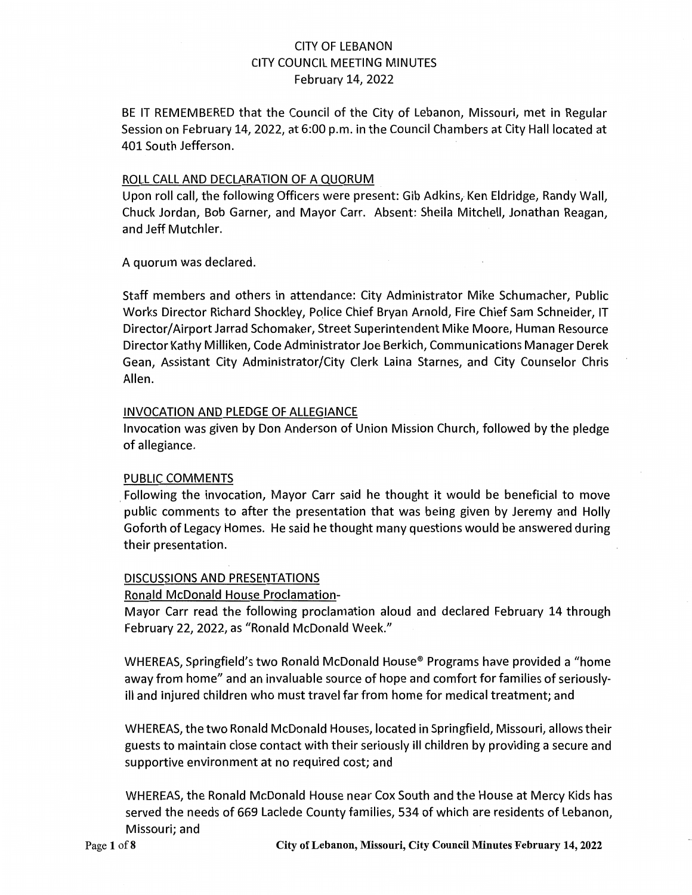# CITY OF LEBANON
## CITY COUNCIL MEETING MINUTES
### February 14, 2022

BE IT REMEMBERED that the Council of the City of Lebanon, Missouri, met in Regular Session on February 14, 2022, at 6:00 p.m. in the Council Chambers at City Hall located at 401 South Jefferson.

ROLL CALL AND DECLARATION OF A QUORUM

Upon roll call, the following Officers were present: Gib Adkins, Ken Eldridge, Randy Wall, Chuck Jordan, Bob Garner, and Mayor Carr. Absent: Sheila Mitchell, Jonathan Reagan, and Jeff Mutchler.

A quorum was declared.

Staff members and others in attendance: City Administrator Mike Schumacher, Public Works Director Richard Shockley, Police Chief Bryan Arnold, Fire Chief Sam Schneider, IT Director/Airport Jarrad Schomaker, Street Superintendent Mike Moore, Human Resource Director Kathy Milliken, Code Administrator Joe Berkich, Communications Manager Derek Gean, Assistant City Administrator/City Clerk Laina Starnes, and City Counselor Chris Allen.

INVOCATION AND PLEDGE OF ALLEGIANCE

Invocation was given by Don Anderson of Union Mission Church, followed by the pledge of allegiance.

PUBLIC COMMENTS

Following the invocation, Mayor Carr said he thought it would be beneficial to move public comments to after the presentation that was being given by Jeremy and Holly Goforth of Legacy Homes. He said he thought many questions would be answered during their presentation.

DISCUSSIONS AND PRESENTATIONS

Ronald McDonald House Proclamation-

Mayor Carr read the following proclamation aloud and declared February 14 through February 22, 2022, as "Ronald McDonald Week."

WHEREAS, Springfield's two Ronald McDonald House® Programs have provided a "home away from home" and an invaluable source of hope and comfort for families of seriously-ill and injured children who must travel far from home for medical treatment; and

WHEREAS, the two Ronald McDonald Houses, located in Springfield, Missouri, allows their guests to maintain close contact with their seriously ill children by providing a secure and supportive environment at no required cost; and

WHEREAS, the Ronald McDonald House near Cox South and the House at Mercy Kids has served the needs of 669 Laclede County families, 534 of which are residents of Lebanon, Missouri; and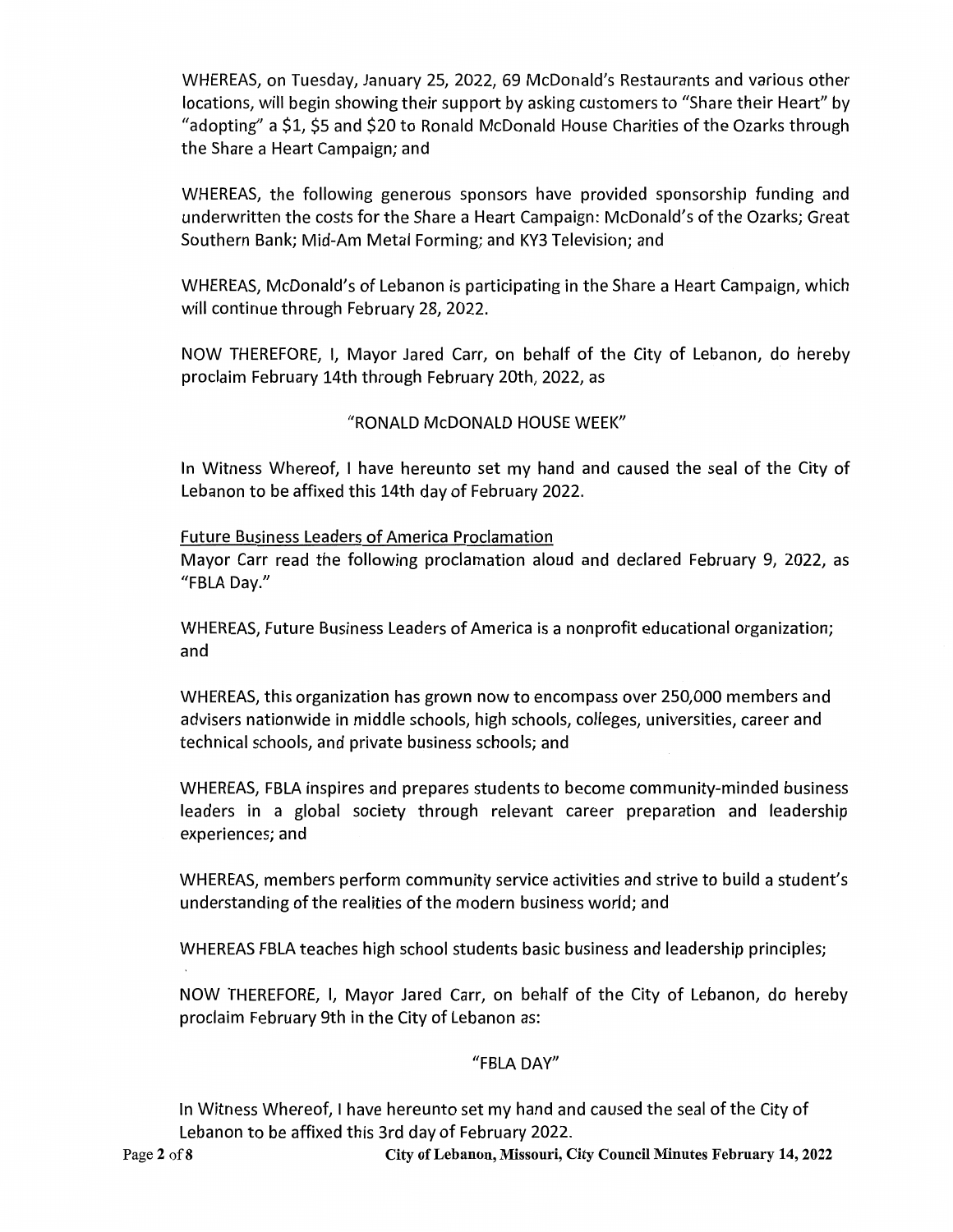WHEREAS, on Tuesday, January 25, 2022, 69 McDonald's Restaurants and various other locations, will begin showing their support by asking customers to "Share their Heart" by "adopting" a $1, $5 and $20 to Ronald McDonald House Charities of the Ozarks through the Share a Heart Campaign; and

WHEREAS, the following generous sponsors have provided sponsorship funding and underwritten the costs for the Share a Heart Campaign: McDonald's of the Ozarks; Great Southern Bank; Mid-Am Metal Forming; and KY3 Television; and

WHEREAS, McDonald's of Lebanon is participating in the Share a Heart Campaign, which will continue through February 28, 2022.

NOW THEREFORE, I, Mayor Jared Carr, on behalf of the City of Lebanon, do hereby proclaim February 14th through February 20th, 2022, as

"RONALD McDONALD HOUSE WEEK"

In Witness Whereof, I have hereunto set my hand and caused the seal of the City of Lebanon to be affixed this 14th day of February 2022.

Future Business Leaders of America Proclamation

Mayor Carr read the following proclamation aloud and declared February 9, 2022, as "FBLA Day."

WHEREAS, Future Business Leaders of America is a nonprofit educational organization; and

WHEREAS, this organization has grown now to encompass over 250,000 members and advisers nationwide in middle schools, high schools, colleges, universities, career and technical schools, and private business schools; and

WHEREAS, FBLA inspires and prepares students to become community-minded business leaders in a global society through relevant career preparation and leadership experiences; and

WHEREAS, members perform community service activities and strive to build a student's understanding of the realities of the modern business world; and

WHEREAS FBLA teaches high school students basic business and leadership principles;

NOW THEREFORE, I, Mayor Jared Carr, on behalf of the City of Lebanon, do hereby proclaim February 9th in the City of Lebanon as:

"FBLA DAY"

In Witness Whereof, I have hereunto set my hand and caused the seal of the City of Lebanon to be affixed this 3rd day of February 2022.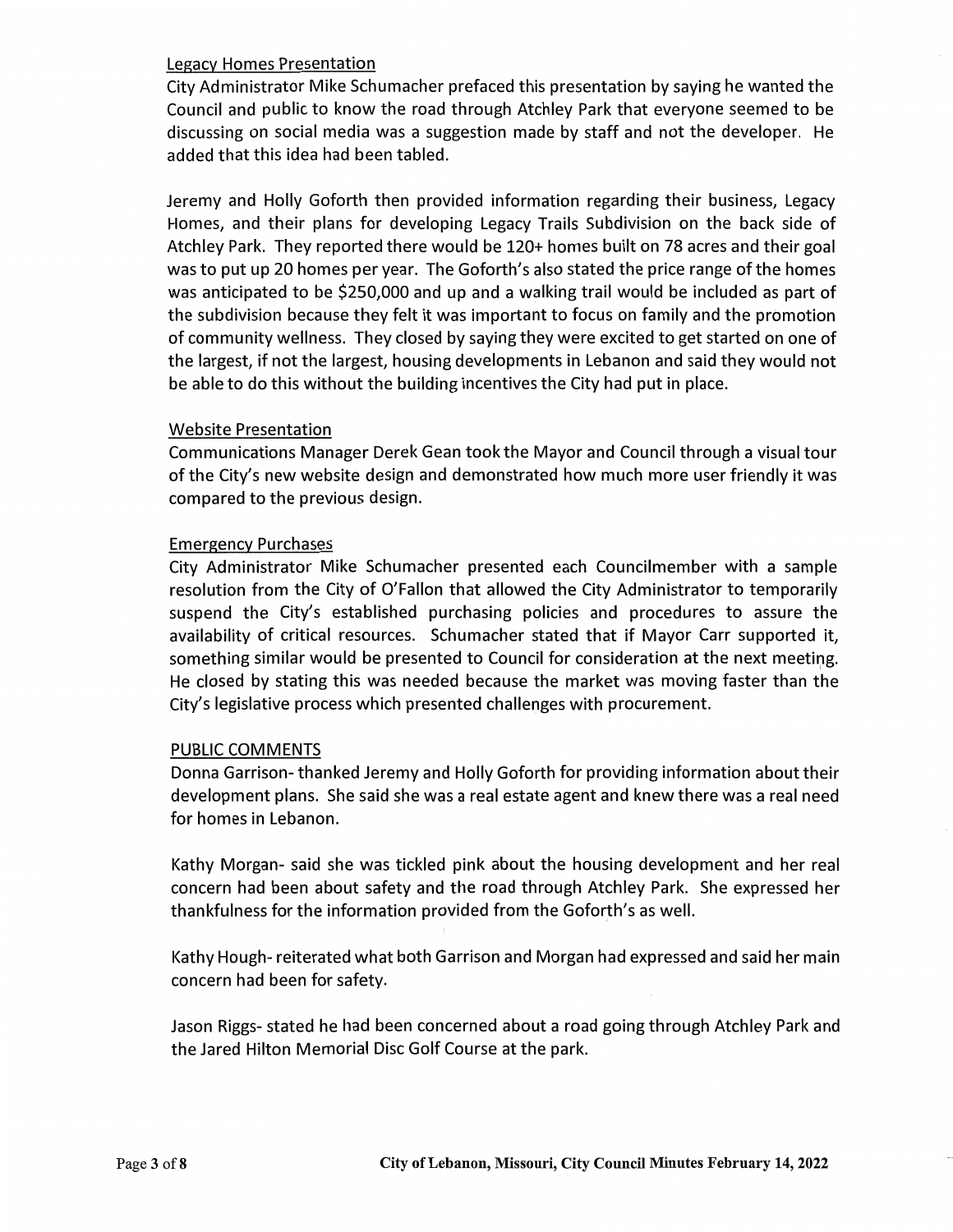Legacy Homes Presentation

City Administrator Mike Schumacher prefaced this presentation by saying he wanted the Council and public to know the road through Atchley Park that everyone seemed to be discussing on social media was a suggestion made by staff and not the developer. He added that this idea had been tabled.

Jeremy and Holly Goforth then provided information regarding their business, Legacy Homes, and their plans for developing Legacy Trails Subdivision on the back side of Atchley Park. They reported there would be 120+ homes built on 78 acres and their goal was to put up 20 homes per year. The Goforth's also stated the price range of the homes was anticipated to be $250,000 and up and a walking trail would be included as part of the subdivision because they felt it was important to focus on family and the promotion of community wellness. They closed by saying they were excited to get started on one of the largest, if not the largest, housing developments in Lebanon and said they would not be able to do this without the building incentives the City had put in place.

Website Presentation

Communications Manager Derek Gean took the Mayor and Council through a visual tour of the City's new website design and demonstrated how much more user friendly it was compared to the previous design.

Emergency Purchases

City Administrator Mike Schumacher presented each Councilmember with a sample resolution from the City of O'Fallon that allowed the City Administrator to temporarily suspend the City's established purchasing policies and procedures to assure the availability of critical resources. Schumacher stated that if Mayor Carr supported it, something similar would be presented to Council for consideration at the next meeting. He closed by stating this was needed because the market was moving faster than the City's legislative process which presented challenges with procurement.

PUBLIC COMMENTS

Donna Garrison- thanked Jeremy and Holly Goforth for providing information about their development plans. She said she was a real estate agent and knew there was a real need for homes in Lebanon.

Kathy Morgan- said she was tickled pink about the housing development and her real concern had been about safety and the road through Atchley Park. She expressed her thankfulness for the information provided from the Goforth's as well.

Kathy Hough- reiterated what both Garrison and Morgan had expressed and said her main concern had been for safety.

Jason Riggs- stated he had been concerned about a road going through Atchley Park and the Jared Hilton Memorial Disc Golf Course at the park.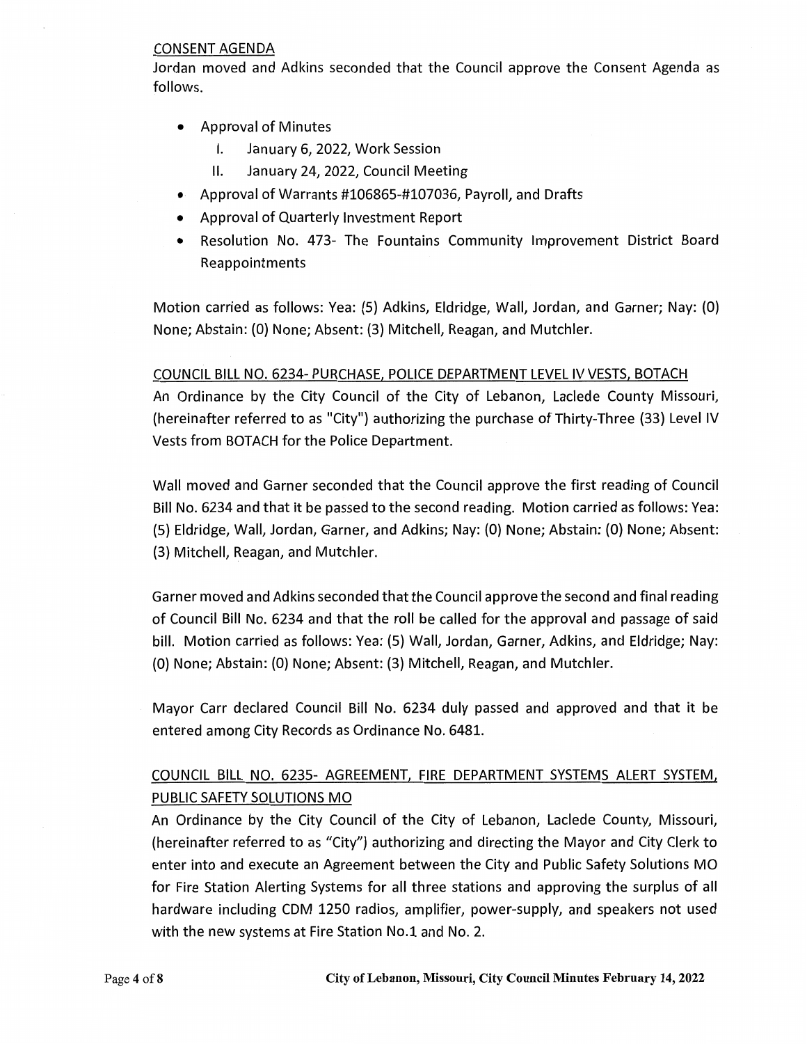CONSENT AGENDA

Jordan moved and Adkins seconded that the Council approve the Consent Agenda as follows.

- Approval of Minutes
  - I. January 6, 2022, Work Session
  - II. January 24, 2022, Council Meeting
- Approval of Warrants #106865-#107036, Payroll, and Drafts
- Approval of Quarterly Investment Report
- Resolution No. 473- The Fountains Community Improvement District Board Reappointments

Motion carried as follows: Yea: (5) Adkins, Eldridge, Wall, Jordan, and Garner; Nay: (0) None; Abstain: (0) None; Absent: (3) Mitchell, Reagan, and Mutchler.

COUNCIL BILL NO. 6234- PURCHASE, POLICE DEPARTMENT LEVEL IV VESTS, BOTACH

An Ordinance by the City Council of the City of Lebanon, Laclede County Missouri, (hereinafter referred to as "City") authorizing the purchase of Thirty-Three (33) Level IV Vests from BOTACH for the Police Department.

Wall moved and Garner seconded that the Council approve the first reading of Council Bill No. 6234 and that it be passed to the second reading. Motion carried as follows: Yea: (5) Eldridge, Wall, Jordan, Garner, and Adkins; Nay: (0) None; Abstain: (0) None; Absent: (3) Mitchell, Reagan, and Mutchler.

Garner moved and Adkins seconded that the Council approve the second and final reading of Council Bill No. 6234 and that the roll be called for the approval and passage of said bill. Motion carried as follows: Yea: (5) Wall, Jordan, Garner, Adkins, and Eldridge; Nay: (0) None; Abstain: (0) None; Absent: (3) Mitchell, Reagan, and Mutchler.

Mayor Carr declared Council Bill No. 6234 duly passed and approved and that it be entered among City Records as Ordinance No. 6481.

COUNCIL BILL NO. 6235- AGREEMENT, FIRE DEPARTMENT SYSTEMS ALERT SYSTEM, PUBLIC SAFETY SOLUTIONS MO

An Ordinance by the City Council of the City of Lebanon, Laclede County, Missouri, (hereinafter referred to as "City") authorizing and directing the Mayor and City Clerk to enter into and execute an Agreement between the City and Public Safety Solutions MO for Fire Station Alerting Systems for all three stations and approving the surplus of all hardware including CDM 1250 radios, amplifier, power-supply, and speakers not used with the new systems at Fire Station No.1 and No. 2.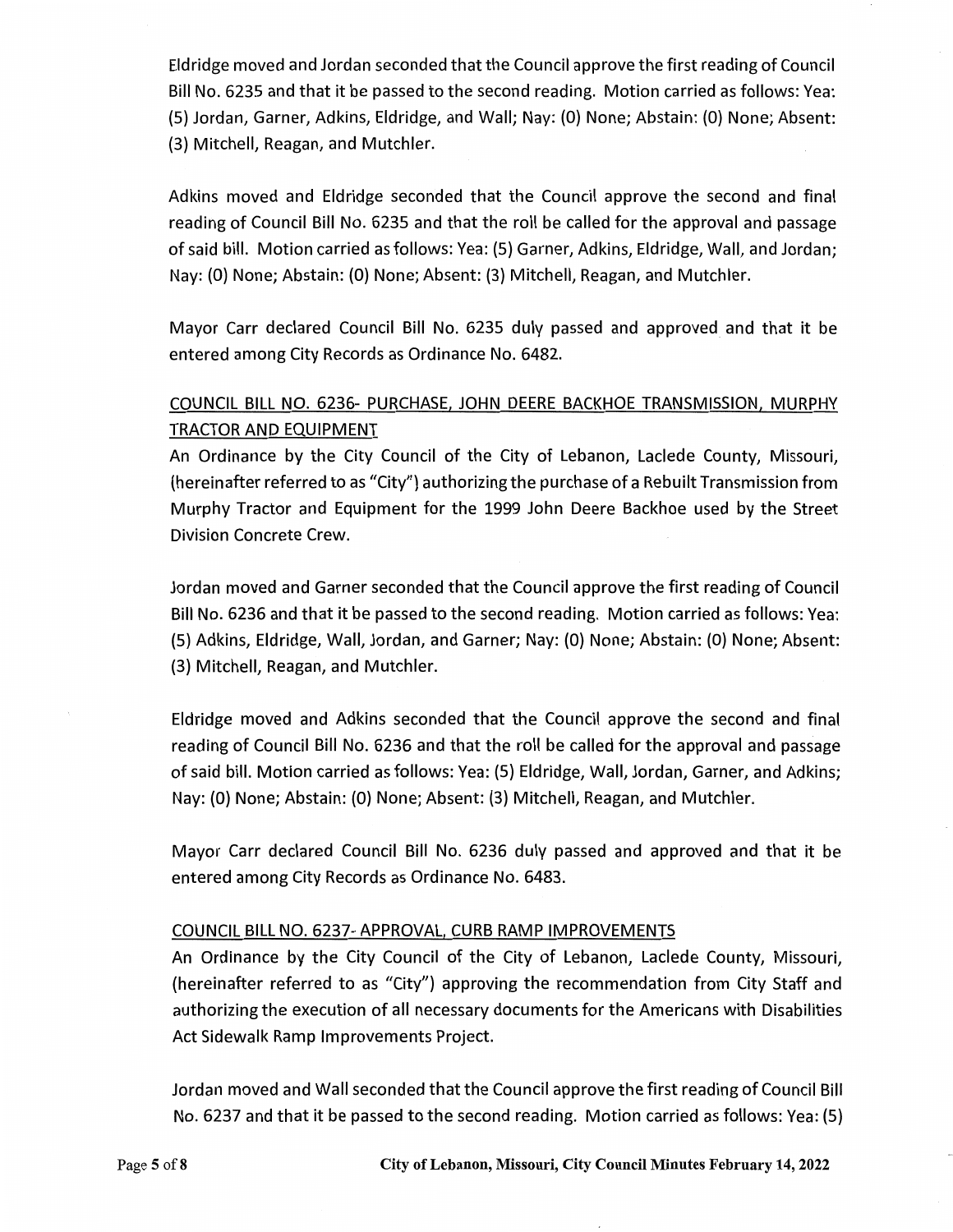Eldridge moved and Jordan seconded that the Council approve the first reading of Council Bill No. 6235 and that it be passed to the second reading. Motion carried as follows: Yea: (5) Jordan, Garner, Adkins, Eldridge, and Wall; Nay: (0) None; Abstain: (0) None; Absent: (3) Mitchell, Reagan, and Mutchler.

Adkins moved and Eldridge seconded that the Council approve the second and final reading of Council Bill No. 6235 and that the roll be called for the approval and passage of said bill. Motion carried as follows: Yea: (5) Garner, Adkins, Eldridge, Wall, and Jordan; Nay: (0) None; Abstain: (0) None; Absent: (3) Mitchell, Reagan, and Mutchler.

Mayor Carr declared Council Bill No. 6235 duly passed and approved and that it be entered among City Records as Ordinance No. 6482.

COUNCIL BILL NO. 6236- PURCHASE, JOHN DEERE BACKHOE TRANSMISSION, MURPHY TRACTOR AND EQUIPMENT

An Ordinance by the City Council of the City of Lebanon, Laclede County, Missouri, (hereinafter referred to as "City") authorizing the purchase of a Rebuilt Transmission from Murphy Tractor and Equipment for the 1999 John Deere Backhoe used by the Street Division Concrete Crew.

Jordan moved and Garner seconded that the Council approve the first reading of Council Bill No. 6236 and that it be passed to the second reading. Motion carried as follows: Yea: (5) Adkins, Eldridge, Wall, Jordan, and Garner; Nay: (0) None; Abstain: (0) None; Absent: (3) Mitchell, Reagan, and Mutchler.

Eldridge moved and Adkins seconded that the Council approve the second and final reading of Council Bill No. 6236 and that the roll be called for the approval and passage of said bill. Motion carried as follows: Yea: (5) Eldridge, Wall, Jordan, Garner, and Adkins; Nay: (0) None; Abstain: (0) None; Absent: (3) Mitchell, Reagan, and Mutchler.

Mayor Carr declared Council Bill No. 6236 duly passed and approved and that it be entered among City Records as Ordinance No. 6483.

COUNCIL BILL NO. 6237- APPROVAL, CURB RAMP IMPROVEMENTS

An Ordinance by the City Council of the City of Lebanon, Laclede County, Missouri, (hereinafter referred to as "City") approving the recommendation from City Staff and authorizing the execution of all necessary documents for the Americans with Disabilities Act Sidewalk Ramp Improvements Project.

Jordan moved and Wall seconded that the Council approve the first reading of Council Bill No. 6237 and that it be passed to the second reading. Motion carried as follows: Yea: (5)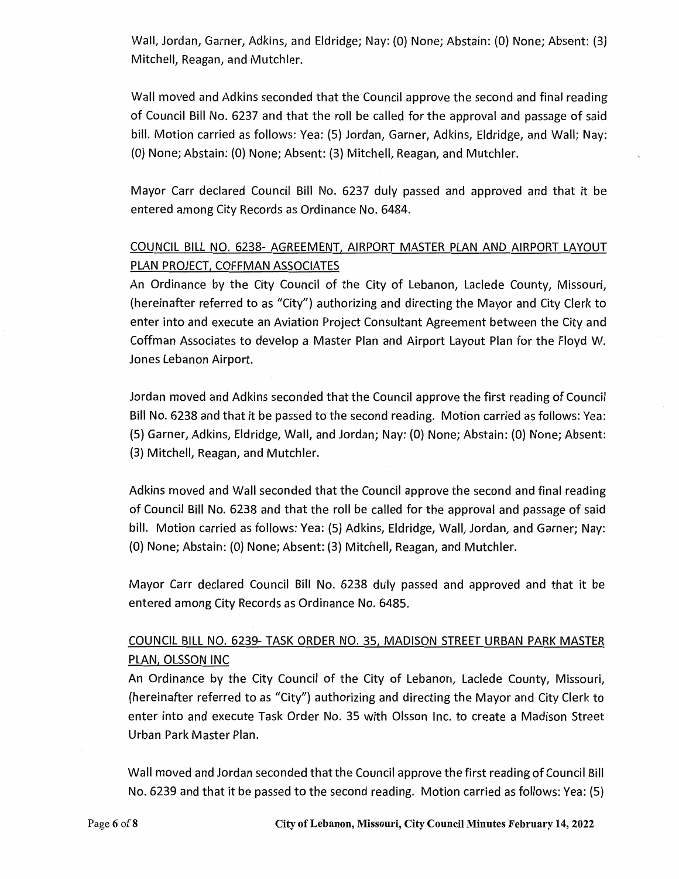Wall, Jordan, Garner, Adkins, and Eldridge; Nay: (0) None; Abstain: (0) None; Absent: (3) Mitchell, Reagan, and Mutchler.

Wall moved and Adkins seconded that the Council approve the second and final reading of Council Bill No. 6237 and that the roll be called for the approval and passage of said bill. Motion carried as follows: Yea: (5) Jordan, Garner, Adkins, Eldridge, and Wall; Nay: (0) None; Abstain: (0) None; Absent: (3) Mitchell, Reagan, and Mutchler.

Mayor Carr declared Council Bill No. 6237 duly passed and approved and that it be entered among City Records as Ordinance No. 6484.

## COUNCIL BILL NO. 6238- AGREEMENT, AIRPORT MASTER PLAN AND AIRPORT LAYOUT PLAN PROJECT, COFFMAN ASSOCIATES

An Ordinance by the City Council of the City of Lebanon, Laclede County, Missouri, (hereinafter referred to as "City") authorizing and directing the Mayor and City Clerk to enter into and execute an Aviation Project Consultant Agreement between the City and Coffman Associates to develop a Master Plan and Airport Layout Plan for the Floyd W. Jones Lebanon Airport.

Jordan moved and Adkins seconded that the Council approve the first reading of Council Bill No. 6238 and that it be passed to the second reading. Motion carried as follows: Yea: (5) Garner, Adkins, Eldridge, Wall, and Jordan; Nay: (0) None; Abstain: (0) None; Absent: (3) Mitchell, Reagan, and Mutchler.

Adkins moved and Wall seconded that the Council approve the second and final reading of Council Bill No. 6238 and that the roll be called for the approval and passage of said bill. Motion carried as follows: Yea: (5) Adkins, Eldridge, Wall, Jordan, and Garner; Nay: (0) None; Abstain: (0) None; Absent: (3) Mitchell, Reagan, and Mutchler.

Mayor Carr declared Council Bill No. 6238 duly passed and approved and that it be entered among City Records as Ordinance No. 6485.

## COUNCIL BILL NO. 6239- TASK ORDER NO. 35, MADISON STREET URBAN PARK MASTER PLAN, OLSSON INC

An Ordinance by the City Council of the City of Lebanon, Laclede County, Missouri, (hereinafter referred to as "City") authorizing and directing the Mayor and City Clerk to enter into and execute Task Order No. 35 with Olsson Inc. to create a Madison Street Urban Park Master Plan.

Wall moved and Jordan seconded that the Council approve the first reading of Council Bill No. 6239 and that it be passed to the second reading. Motion carried as follows: Yea: (5)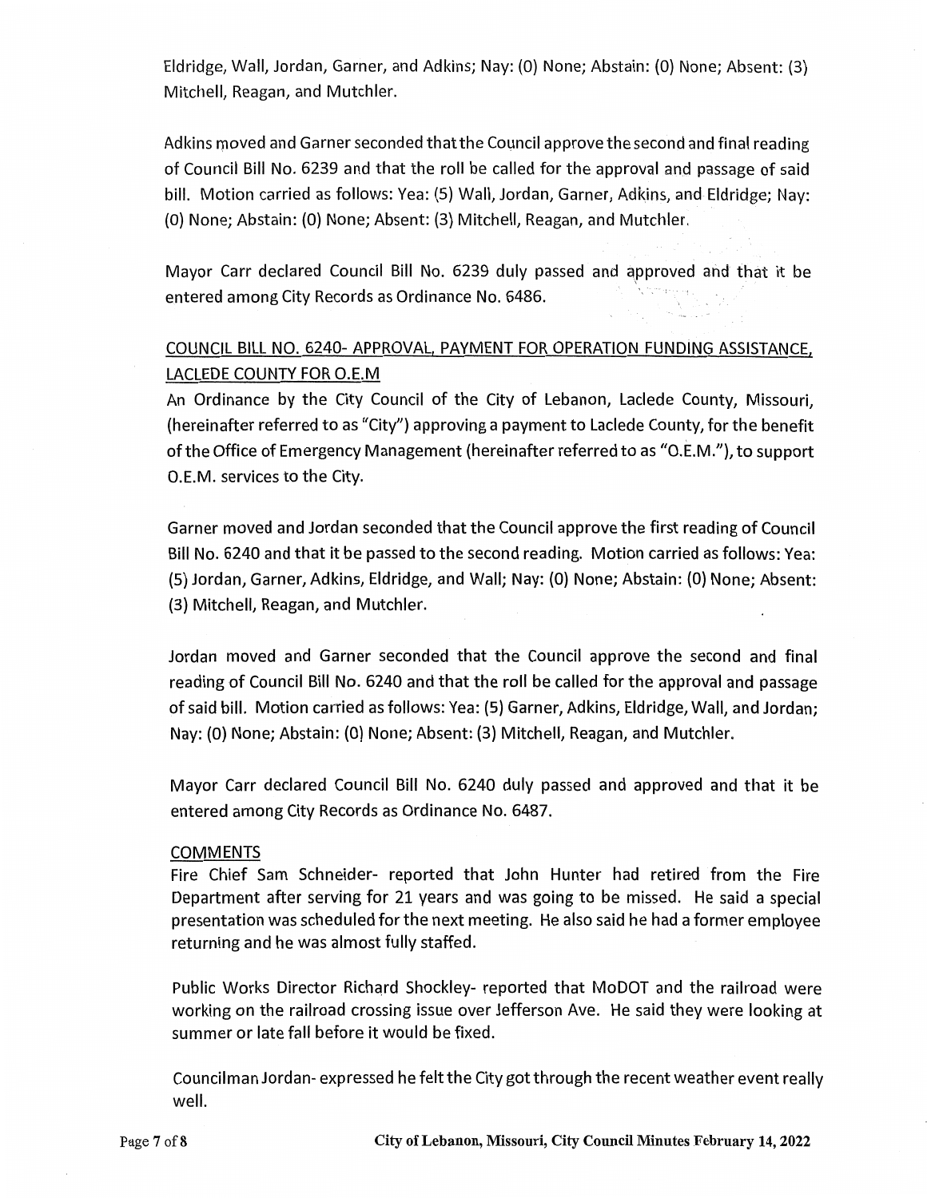Eldridge, Wall, Jordan, Garner, and Adkins; Nay: (0) None; Abstain: (0) None; Absent: (3) Mitchell, Reagan, and Mutchler.

Adkins moved and Garner seconded that the Council approve the second and final reading of Council Bill No. 6239 and that the roll be called for the approval and passage of said bill. Motion carried as follows: Yea: (5) Wall, Jordan, Garner, Adkins, and Eldridge; Nay: (0) None; Abstain: (0) None; Absent: (3) Mitchell, Reagan, and Mutchler.

Mayor Carr declared Council Bill No. 6239 duly passed and approved and that it be entered among City Records as Ordinance No. 6486.

## COUNCIL BILL NO. 6240- APPROVAL, PAYMENT FOR OPERATION FUNDING ASSISTANCE, LACLEDE COUNTY FOR O.E.M

An Ordinance by the City Council of the City of Lebanon, Laclede County, Missouri, (hereinafter referred to as "City") approving a payment to Laclede County, for the benefit of the Office of Emergency Management (hereinafter referred to as "O.E.M."), to support O.E.M. services to the City.

Garner moved and Jordan seconded that the Council approve the first reading of Council Bill No. 6240 and that it be passed to the second reading. Motion carried as follows: Yea: (5) Jordan, Garner, Adkins, Eldridge, and Wall; Nay: (0) None; Abstain: (0) None; Absent: (3) Mitchell, Reagan, and Mutchler.

Jordan moved and Garner seconded that the Council approve the second and final reading of Council Bill No. 6240 and that the roll be called for the approval and passage of said bill. Motion carried as follows: Yea: (5) Garner, Adkins, Eldridge, Wall, and Jordan; Nay: (0) None; Abstain: (0) None; Absent: (3) Mitchell, Reagan, and Mutchler.

Mayor Carr declared Council Bill No. 6240 duly passed and approved and that it be entered among City Records as Ordinance No. 6487.

## COMMENTS

Fire Chief Sam Schneider- reported that John Hunter had retired from the Fire Department after serving for 21 years and was going to be missed. He said a special presentation was scheduled for the next meeting. He also said he had a former employee returning and he was almost fully staffed.

Public Works Director Richard Shockley- reported that MoDOT and the railroad were working on the railroad crossing issue over Jefferson Ave. He said they were looking at summer or late fall before it would be fixed.

Councilman Jordan- expressed he felt the City got through the recent weather event really well.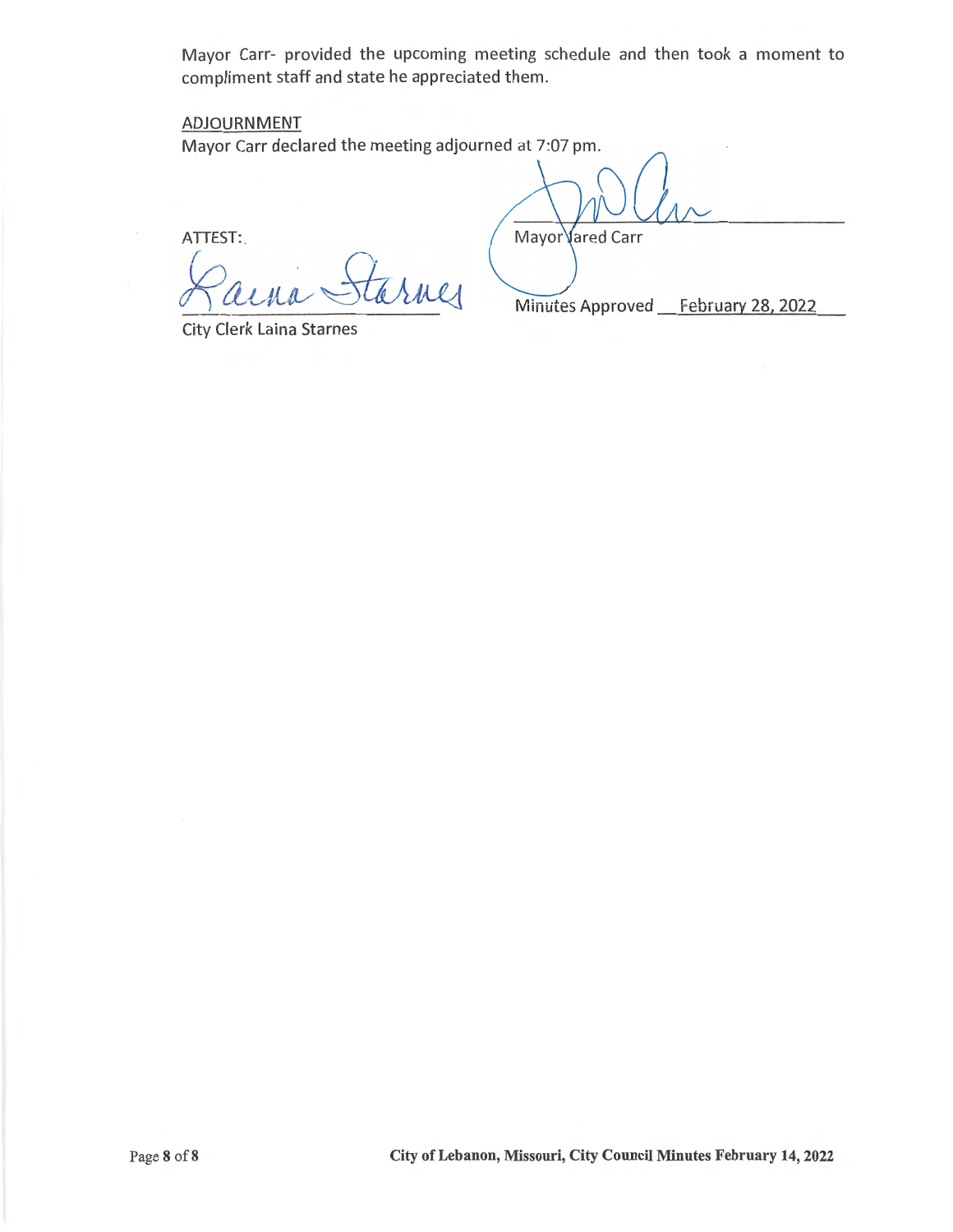Mayor Carr- provided the upcoming meeting schedule and then took a moment to compliment staff and state he appreciated them.

ADJOURNMENT

Mayor Carr declared the meeting adjourned at 7:07 pm.

ATTEST:

City Clerk Laina Starnes

Mayor Jared Carr

Minutes Approved February 28, 2022